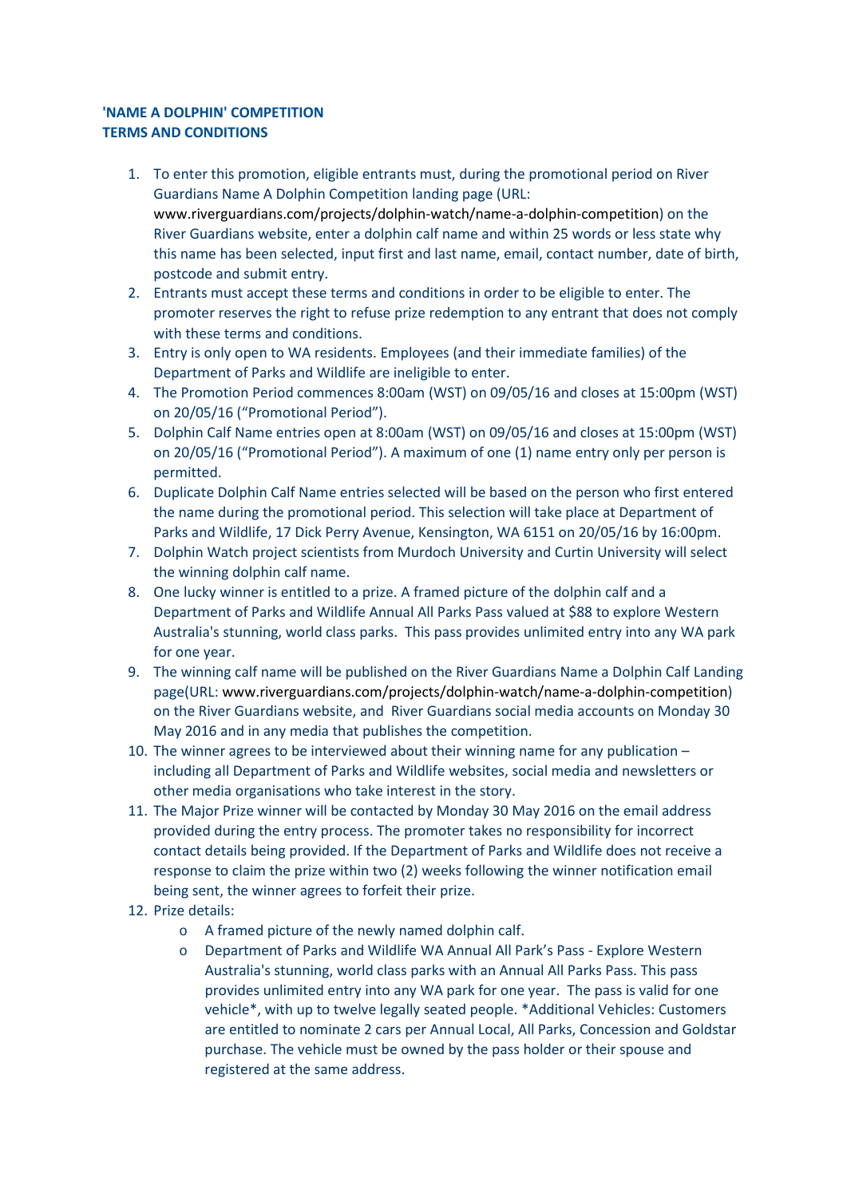**'NAME A DOLPHIN' COMPETITION**
**TERMS AND CONDITIONS**

1. To enter this promotion, eligible entrants must, during the promotional period on River Guardians Name A Dolphin Competition landing page (URL: www.riverguardians.com/projects/dolphin-watch/name-a-dolphin-competition) on the River Guardians website, enter a dolphin calf name and within 25 words or less state why this name has been selected, input first and last name, email, contact number, date of birth, postcode and submit entry.
2. Entrants must accept these terms and conditions in order to be eligible to enter. The promoter reserves the right to refuse prize redemption to any entrant that does not comply with these terms and conditions.
3. Entry is only open to WA residents. Employees (and their immediate families) of the Department of Parks and Wildlife are ineligible to enter.
4. The Promotion Period commences 8:00am (WST) on 09/05/16 and closes at 15:00pm (WST) on 20/05/16 ("Promotional Period").
5. Dolphin Calf Name entries open at 8:00am (WST) on 09/05/16 and closes at 15:00pm (WST) on 20/05/16 ("Promotional Period"). A maximum of one (1) name entry only per person is permitted.
6. Duplicate Dolphin Calf Name entries selected will be based on the person who first entered the name during the promotional period. This selection will take place at Department of Parks and Wildlife, 17 Dick Perry Avenue, Kensington, WA 6151 on 20/05/16 by 16:00pm.
7. Dolphin Watch project scientists from Murdoch University and Curtin University will select the winning dolphin calf name.
8. One lucky winner is entitled to a prize. A framed picture of the dolphin calf and a Department of Parks and Wildlife Annual All Parks Pass valued at $88 to explore Western Australia's stunning, world class parks. This pass provides unlimited entry into any WA park for one year.
9. The winning calf name will be published on the River Guardians Name a Dolphin Calf Landing page(URL: www.riverguardians.com/projects/dolphin-watch/name-a-dolphin-competition) on the River Guardians website, and River Guardians social media accounts on Monday 30 May 2016 and in any media that publishes the competition.
10. The winner agrees to be interviewed about their winning name for any publication – including all Department of Parks and Wildlife websites, social media and newsletters or other media organisations who take interest in the story.
11. The Major Prize winner will be contacted by Monday 30 May 2016 on the email address provided during the entry process. The promoter takes no responsibility for incorrect contact details being provided. If the Department of Parks and Wildlife does not receive a response to claim the prize within two (2) weeks following the winner notification email being sent, the winner agrees to forfeit their prize.
12. Prize details:
    - A framed picture of the newly named dolphin calf.
    - Department of Parks and Wildlife WA Annual All Park's Pass - Explore Western Australia's stunning, world class parks with an Annual All Parks Pass. This pass provides unlimited entry into any WA park for one year. The pass is valid for one vehicle*, with up to twelve legally seated people. *Additional Vehicles: Customers are entitled to nominate 2 cars per Annual Local, All Parks, Concession and Goldstar purchase. The vehicle must be owned by the pass holder or their spouse and registered at the same address.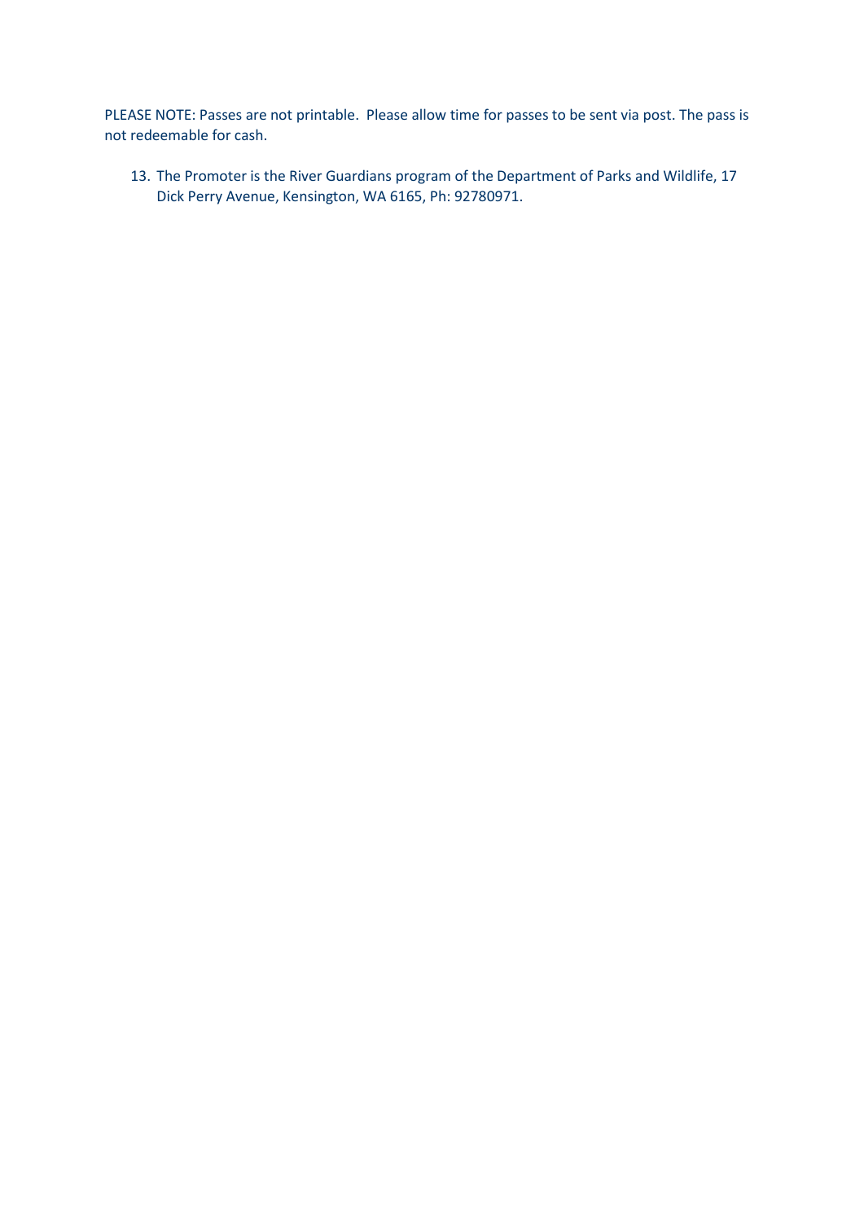PLEASE NOTE: Passes are not printable.  Please allow time for passes to be sent via post. The pass is not redeemable for cash.

13. The Promoter is the River Guardians program of the Department of Parks and Wildlife, 17 Dick Perry Avenue, Kensington, WA 6165, Ph: 92780971.